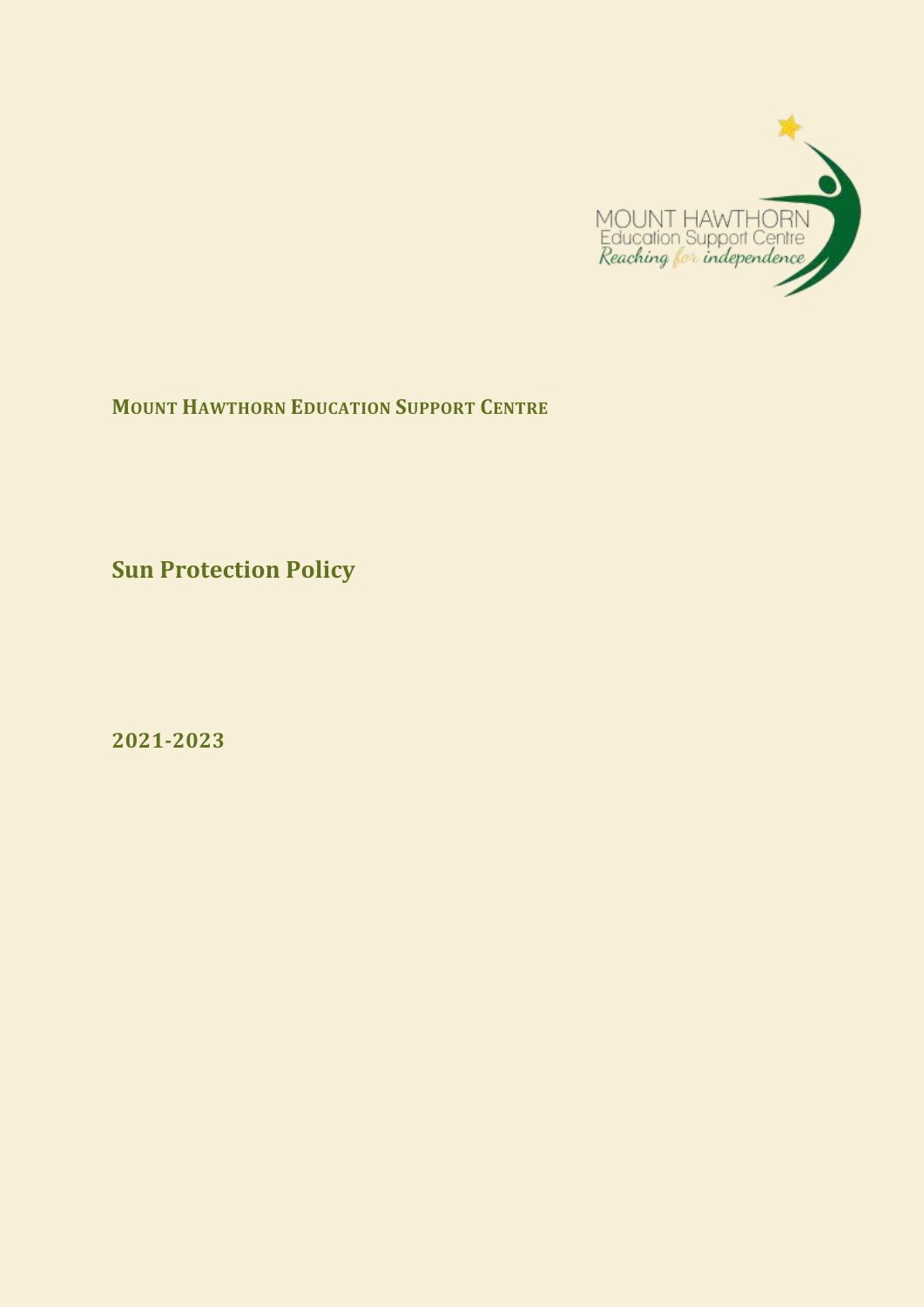MOUNT HAWTHORN
Education Support Centre
*Reaching for independence*

**MOUNT HAWTHORN EDUCATION SUPPORT CENTRE**

# Sun Protection Policy

## 2021-2023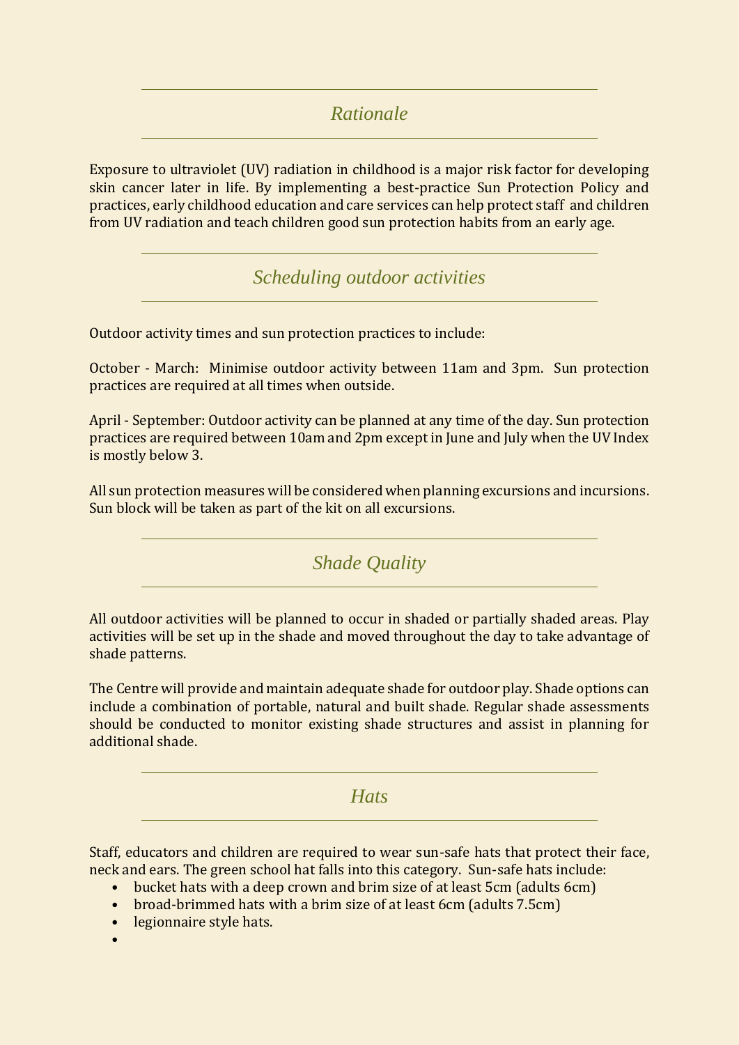## *Rationale*

Exposure to ultraviolet (UV) radiation in childhood is a major risk factor for developing skin cancer later in life. By implementing a best-practice Sun Protection Policy and practices, early childhood education and care services can help protect staff and children from UV radiation and teach children good sun protection habits from an early age.

## *Scheduling outdoor activities*

Outdoor activity times and sun protection practices to include:

October - March: Minimise outdoor activity between 11am and 3pm. Sun protection practices are required at all times when outside.

April - September: Outdoor activity can be planned at any time of the day. Sun protection practices are required between 10am and 2pm except in June and July when the UV Index is mostly below 3.

All sun protection measures will be considered when planning excursions and incursions. Sun block will be taken as part of the kit on all excursions.

## *Shade Quality*

All outdoor activities will be planned to occur in shaded or partially shaded areas. Play activities will be set up in the shade and moved throughout the day to take advantage of shade patterns.

The Centre will provide and maintain adequate shade for outdoor play. Shade options can include a combination of portable, natural and built shade. Regular shade assessments should be conducted to monitor existing shade structures and assist in planning for additional shade.

## *Hats*

Staff, educators and children are required to wear sun-safe hats that protect their face, neck and ears. The green school hat falls into this category. Sun-safe hats include:

- bucket hats with a deep crown and brim size of at least 5cm (adults 6cm)
- broad-brimmed hats with a brim size of at least 6cm (adults 7.5cm)
- legionnaire style hats.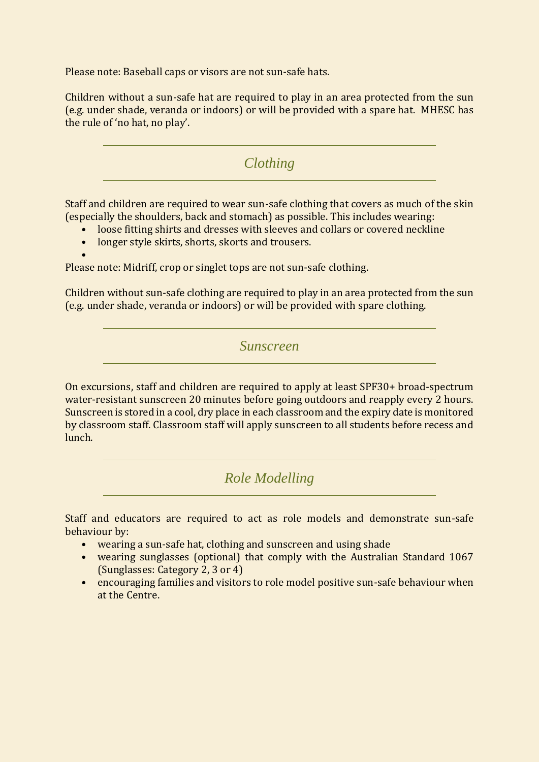Please note: Baseball caps or visors are not sun-safe hats.

Children without a sun-safe hat are required to play in an area protected from the sun (e.g. under shade, veranda or indoors) or will be provided with a spare hat. MHESC has the rule of 'no hat, no play'.

## *Clothing*

Staff and children are required to wear sun-safe clothing that covers as much of the skin (especially the shoulders, back and stomach) as possible. This includes wearing:

- loose fitting shirts and dresses with sleeves and collars or covered neckline
- longer style skirts, shorts, skorts and trousers.

Please note: Midriff, crop or singlet tops are not sun-safe clothing.

Children without sun-safe clothing are required to play in an area protected from the sun (e.g. under shade, veranda or indoors) or will be provided with spare clothing.

## *Sunscreen*

On excursions, staff and children are required to apply at least SPF30+ broad-spectrum water-resistant sunscreen 20 minutes before going outdoors and reapply every 2 hours. Sunscreen is stored in a cool, dry place in each classroom and the expiry date is monitored by classroom staff. Classroom staff will apply sunscreen to all students before recess and lunch.

## *Role Modelling*

Staff and educators are required to act as role models and demonstrate sun-safe behaviour by:

- wearing a sun-safe hat, clothing and sunscreen and using shade
- wearing sunglasses (optional) that comply with the Australian Standard 1067 (Sunglasses: Category 2, 3 or 4)
- encouraging families and visitors to role model positive sun-safe behaviour when at the Centre.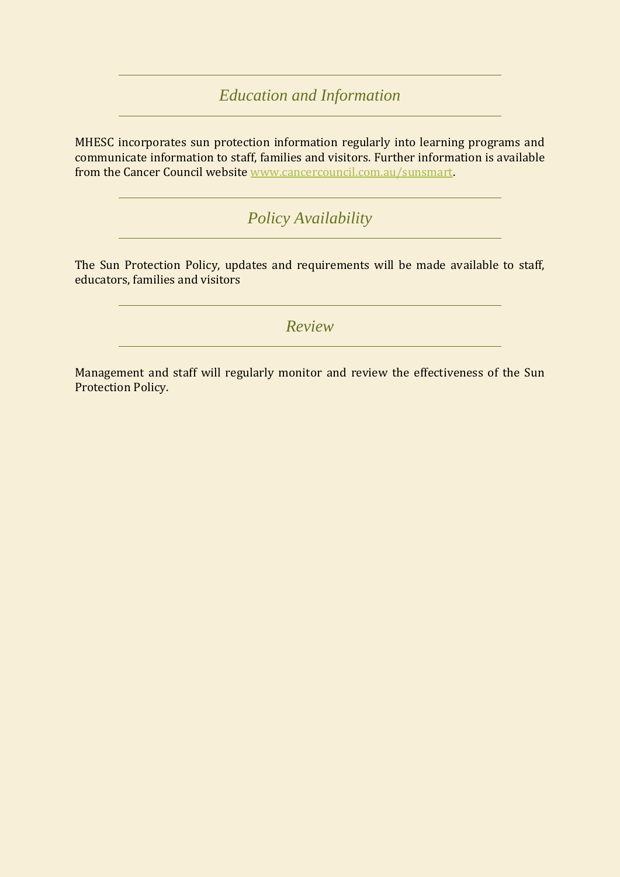## *Education and Information*

MHESC incorporates sun protection information regularly into learning programs and communicate information to staff, families and visitors. Further information is available from the Cancer Council website [www.cancercouncil.com.au/sunsmart](www.cancercouncil.com.au/sunsmart).

## *Policy Availability*

The Sun Protection Policy, updates and requirements will be made available to staff, educators, families and visitors

## *Review*

Management and staff will regularly monitor and review the effectiveness of the Sun Protection Policy.